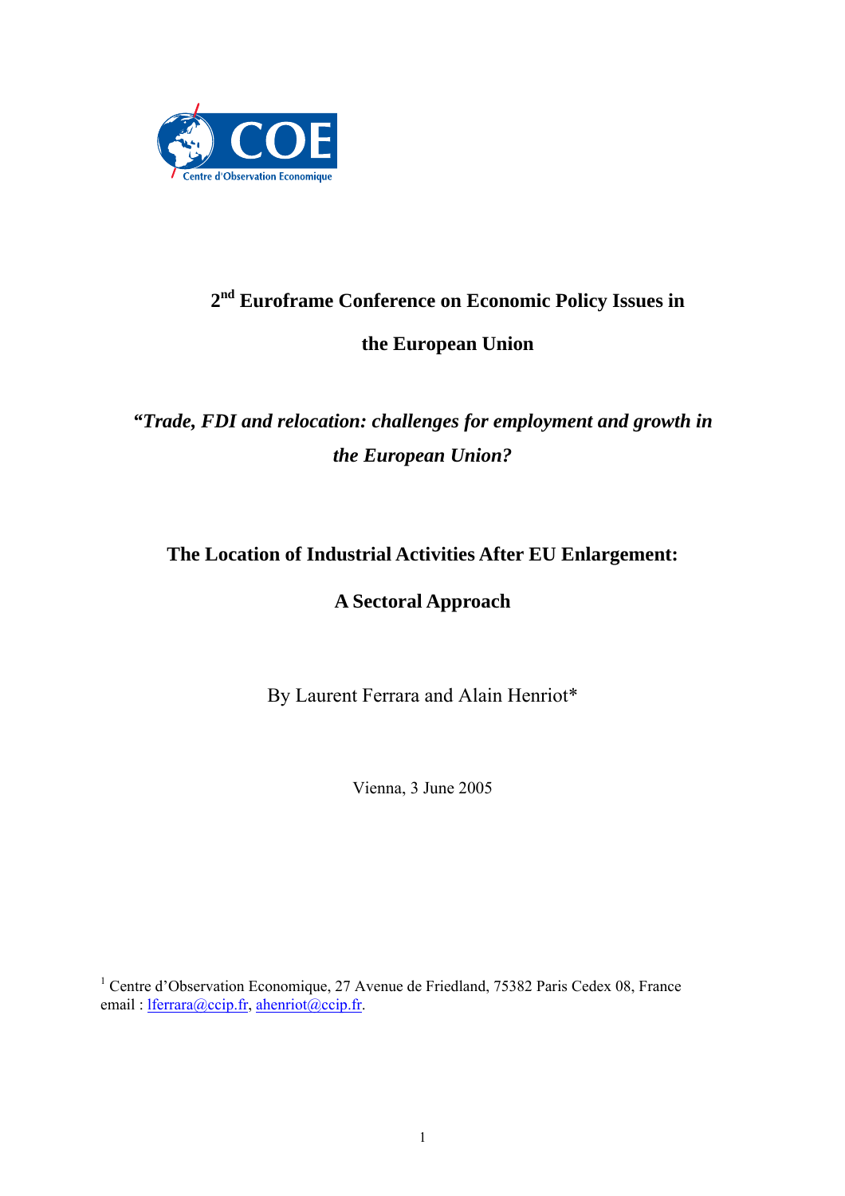# 2nd Euroframe Conference on Economic Policy Issues in the European Union

***"Trade, FDI and relocation: challenges for employment and growth in the European Union?***

## The Location of Industrial Activities After EU Enlargement: A Sectoral Approach

By Laurent Ferrara and Alain Henriot*

Vienna, 3 June 2005

[1] Centre d'Observation Economique, 27 Avenue de Friedland, 75382 Paris Cedex 08, France
email : lferrara@ccip.fr, ahenriot@ccip.fr.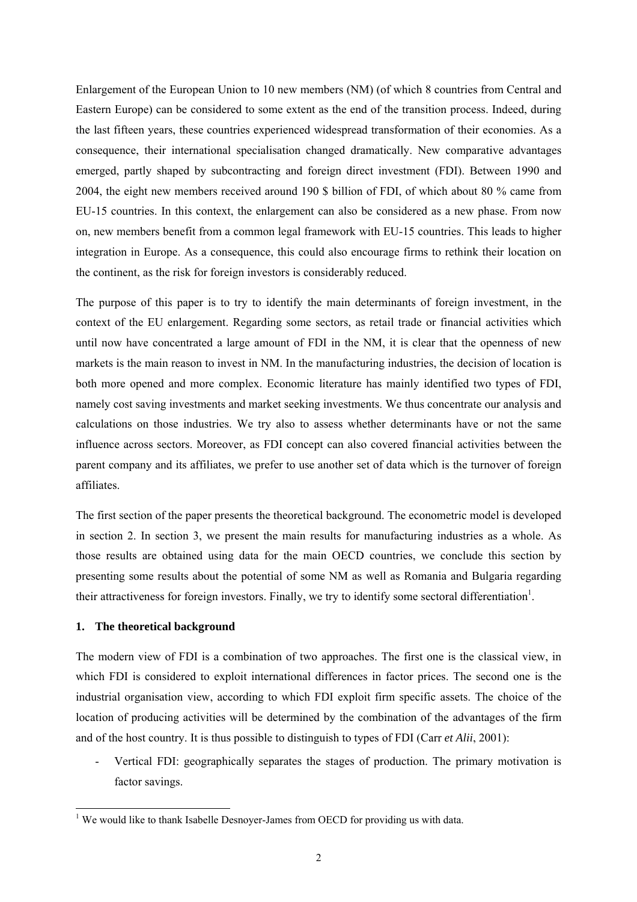Enlargement of the European Union to 10 new members (NM) (of which 8 countries from Central and Eastern Europe) can be considered to some extent as the end of the transition process. Indeed, during the last fifteen years, these countries experienced widespread transformation of their economies. As a consequence, their international specialisation changed dramatically. New comparative advantages emerged, partly shaped by subcontracting and foreign direct investment (FDI). Between 1990 and 2004, the eight new members received around 190 $ billion of FDI, of which about 80 % came from EU-15 countries. In this context, the enlargement can also be considered as a new phase. From now on, new members benefit from a common legal framework with EU-15 countries. This leads to higher integration in Europe. As a consequence, this could also encourage firms to rethink their location on the continent, as the risk for foreign investors is considerably reduced.

The purpose of this paper is to try to identify the main determinants of foreign investment, in the context of the EU enlargement. Regarding some sectors, as retail trade or financial activities which until now have concentrated a large amount of FDI in the NM, it is clear that the openness of new markets is the main reason to invest in NM. In the manufacturing industries, the decision of location is both more opened and more complex. Economic literature has mainly identified two types of FDI, namely cost saving investments and market seeking investments. We thus concentrate our analysis and calculations on those industries. We try also to assess whether determinants have or not the same influence across sectors. Moreover, as FDI concept can also covered financial activities between the parent company and its affiliates, we prefer to use another set of data which is the turnover of foreign affiliates.

The first section of the paper presents the theoretical background. The econometric model is developed in section 2. In section 3, we present the main results for manufacturing industries as a whole. As those results are obtained using data for the main OECD countries, we conclude this section by presenting some results about the potential of some NM as well as Romania and Bulgaria regarding their attractiveness for foreign investors. Finally, we try to identify some sectoral differentiation[1].

## 1. The theoretical background

The modern view of FDI is a combination of two approaches. The first one is the classical view, in which FDI is considered to exploit international differences in factor prices. The second one is the industrial organisation view, according to which FDI exploit firm specific assets. The choice of the location of producing activities will be determined by the combination of the advantages of the firm and of the host country. It is thus possible to distinguish to types of FDI (Carr *et Alii*, 2001):

- Vertical FDI: geographically separates the stages of production. The primary motivation is factor savings.

[1] We would like to thank Isabelle Desnoyer-James from OECD for providing us with data.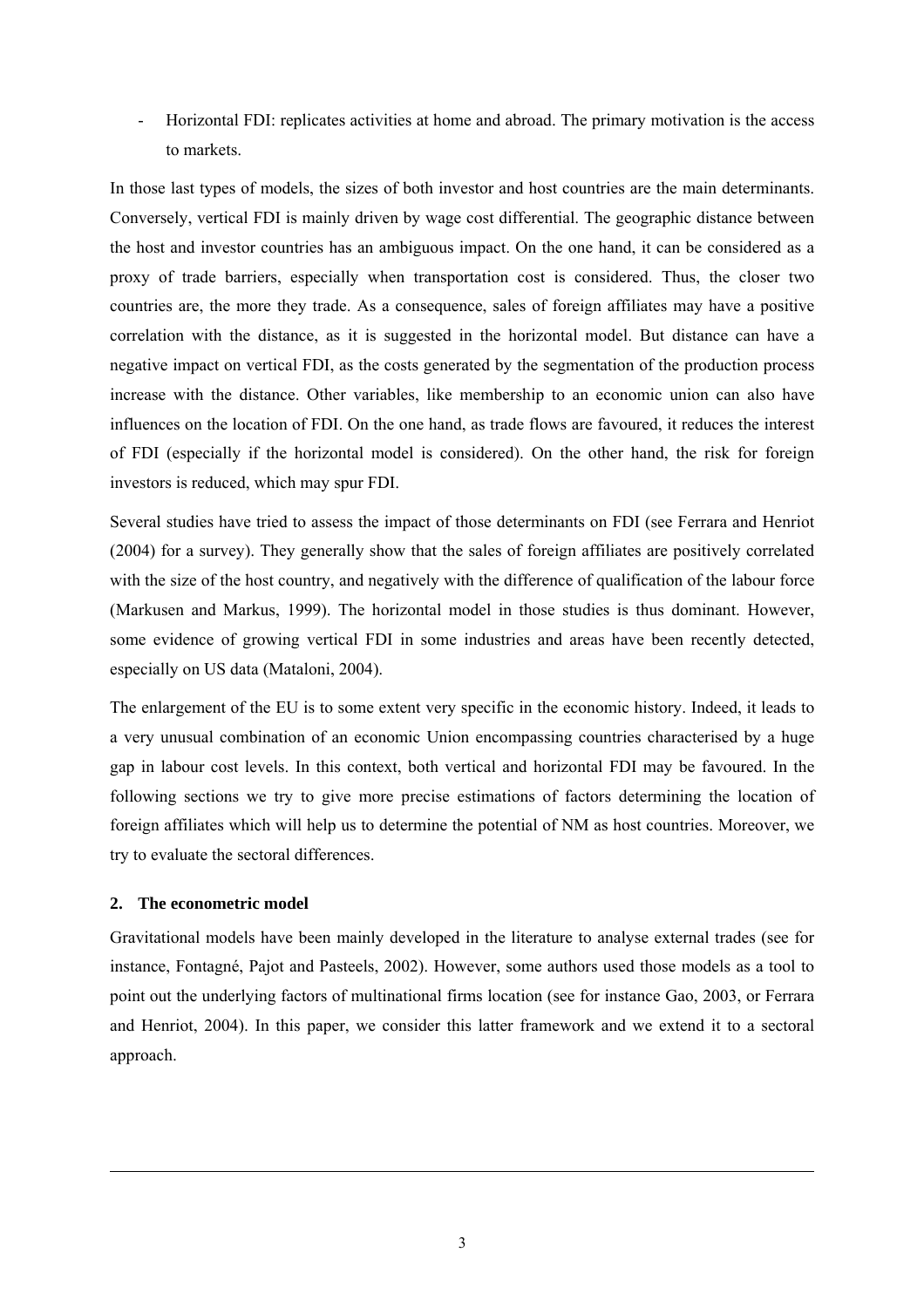- Horizontal FDI: replicates activities at home and abroad. The primary motivation is the access to markets.

In those last types of models, the sizes of both investor and host countries are the main determinants. Conversely, vertical FDI is mainly driven by wage cost differential. The geographic distance between the host and investor countries has an ambiguous impact. On the one hand, it can be considered as a proxy of trade barriers, especially when transportation cost is considered. Thus, the closer two countries are, the more they trade. As a consequence, sales of foreign affiliates may have a positive correlation with the distance, as it is suggested in the horizontal model. But distance can have a negative impact on vertical FDI, as the costs generated by the segmentation of the production process increase with the distance. Other variables, like membership to an economic union can also have influences on the location of FDI. On the one hand, as trade flows are favoured, it reduces the interest of FDI (especially if the horizontal model is considered). On the other hand, the risk for foreign investors is reduced, which may spur FDI.

Several studies have tried to assess the impact of those determinants on FDI (see Ferrara and Henriot (2004) for a survey). They generally show that the sales of foreign affiliates are positively correlated with the size of the host country, and negatively with the difference of qualification of the labour force (Markusen and Markus, 1999). The horizontal model in those studies is thus dominant. However, some evidence of growing vertical FDI in some industries and areas have been recently detected, especially on US data (Mataloni, 2004).

The enlargement of the EU is to some extent very specific in the economic history. Indeed, it leads to a very unusual combination of an economic Union encompassing countries characterised by a huge gap in labour cost levels. In this context, both vertical and horizontal FDI may be favoured. In the following sections we try to give more precise estimations of factors determining the location of foreign affiliates which will help us to determine the potential of NM as host countries. Moreover, we try to evaluate the sectoral differences.

## 2. The econometric model

Gravitational models have been mainly developed in the literature to analyse external trades (see for instance, Fontagné, Pajot and Pasteels, 2002). However, some authors used those models as a tool to point out the underlying factors of multinational firms location (see for instance Gao, 2003, or Ferrara and Henriot, 2004). In this paper, we consider this latter framework and we extend it to a sectoral approach.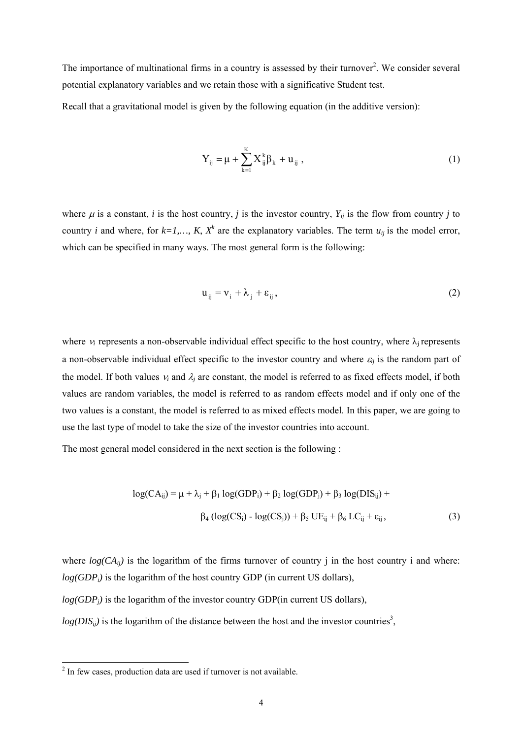The importance of multinational firms in a country is assessed by their turnover[2]. We consider several potential explanatory variables and we retain those with a significative Student test.

Recall that a gravitational model is given by the following equation (in the additive version):

$$Y_{ij} = \mu + \sum_{k=1}^{K} X_{ij}^{k} \beta_k + u_{ij} \,, \tag{1}$$

where $\mu$ is a constant, *i* is the host country, *j* is the investor country, $Y_{ij}$ is the flow from country *j* to country *i* and where, for $k=1,\ldots, K$, $X^k$ are the explanatory variables. The term $u_{ij}$ is the model error, which can be specified in many ways. The most general form is the following:

$$u_{ij} = \nu_i + \lambda_j + \varepsilon_{ij} \,, \tag{2}$$

where $\nu_i$ represents a non-observable individual effect specific to the host country, where $\lambda_j$ represents a non-observable individual effect specific to the investor country and where $\varepsilon_{ij}$ is the random part of the model. If both values $\nu_i$ and $\lambda_j$ are constant, the model is referred to as fixed effects model, if both values are random variables, the model is referred to as random effects model and if only one of the two values is a constant, the model is referred to as mixed effects model. In this paper, we are going to use the last type of model to take the size of the investor countries into account.

The most general model considered in the next section is the following :

$$\begin{aligned} \log(CA_{ij}) = {} & \mu + \lambda_j + \beta_1 \log(GDP_i) + \beta_2 \log(GDP_j) + \beta_3 \log(DIS_{ij}) + \\ & \beta_4 (\log(CS_i) - \log(CS_j)) + \beta_5 \, UE_{ij} + \beta_6 \, LC_{ij} + \varepsilon_{ij} \,, \end{aligned} \tag{3}$$

where $log(CA_{ij})$ is the logarithm of the firms turnover of country j in the host country i and where:

$log(GDP_i)$ is the logarithm of the host country GDP (in current US dollars),

$log(GDP_j)$ is the logarithm of the investor country GDP(in current US dollars),

$log(DIS_{ij})$ is the logarithm of the distance between the host and the investor countries[3],

[2] In few cases, production data are used if turnover is not available.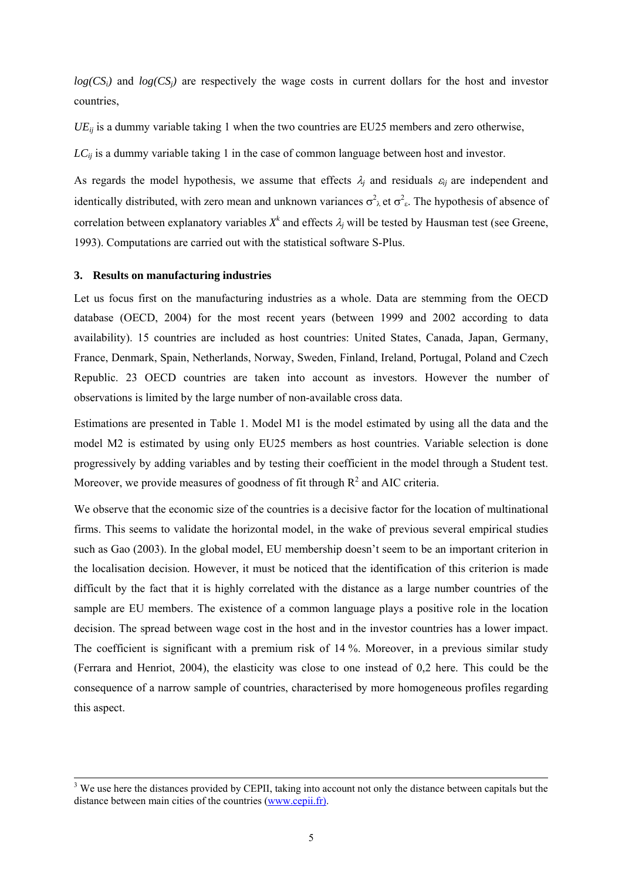$log(CS_i)$ and $log(CS_j)$ are respectively the wage costs in current dollars for the host and investor countries,

$UE_{ij}$ is a dummy variable taking 1 when the two countries are EU25 members and zero otherwise,

$LC_{ij}$ is a dummy variable taking 1 in the case of common language between host and investor.

As regards the model hypothesis, we assume that effects $\lambda_j$ and residuals $\varepsilon_{ij}$ are independent and identically distributed, with zero mean and unknown variances $\sigma^2_\lambda$ et $\sigma^2_\varepsilon$. The hypothesis of absence of correlation between explanatory variables $X^k$ and effects $\lambda_j$ will be tested by Hausman test (see Greene, 1993). Computations are carried out with the statistical software S-Plus.

### 3. Results on manufacturing industries

Let us focus first on the manufacturing industries as a whole. Data are stemming from the OECD database (OECD, 2004) for the most recent years (between 1999 and 2002 according to data availability). 15 countries are included as host countries: United States, Canada, Japan, Germany, France, Denmark, Spain, Netherlands, Norway, Sweden, Finland, Ireland, Portugal, Poland and Czech Republic. 23 OECD countries are taken into account as investors. However the number of observations is limited by the large number of non-available cross data.

Estimations are presented in Table 1. Model M1 is the model estimated by using all the data and the model M2 is estimated by using only EU25 members as host countries. Variable selection is done progressively by adding variables and by testing their coefficient in the model through a Student test. Moreover, we provide measures of goodness of fit through $R^2$ and AIC criteria.

We observe that the economic size of the countries is a decisive factor for the location of multinational firms. This seems to validate the horizontal model, in the wake of previous several empirical studies such as Gao (2003). In the global model, EU membership doesn't seem to be an important criterion in the localisation decision. However, it must be noticed that the identification of this criterion is made difficult by the fact that it is highly correlated with the distance as a large number countries of the sample are EU members. The existence of a common language plays a positive role in the location decision. The spread between wage cost in the host and in the investor countries has a lower impact. The coefficient is significant with a premium risk of 14 %. Moreover, in a previous similar study (Ferrara and Henriot, 2004), the elasticity was close to one instead of 0,2 here. This could be the consequence of a narrow sample of countries, characterised by more homogeneous profiles regarding this aspect.

---

[3] We use here the distances provided by CEPII, taking into account not only the distance between capitals but the distance between main cities of the countries (www.cepii.fr).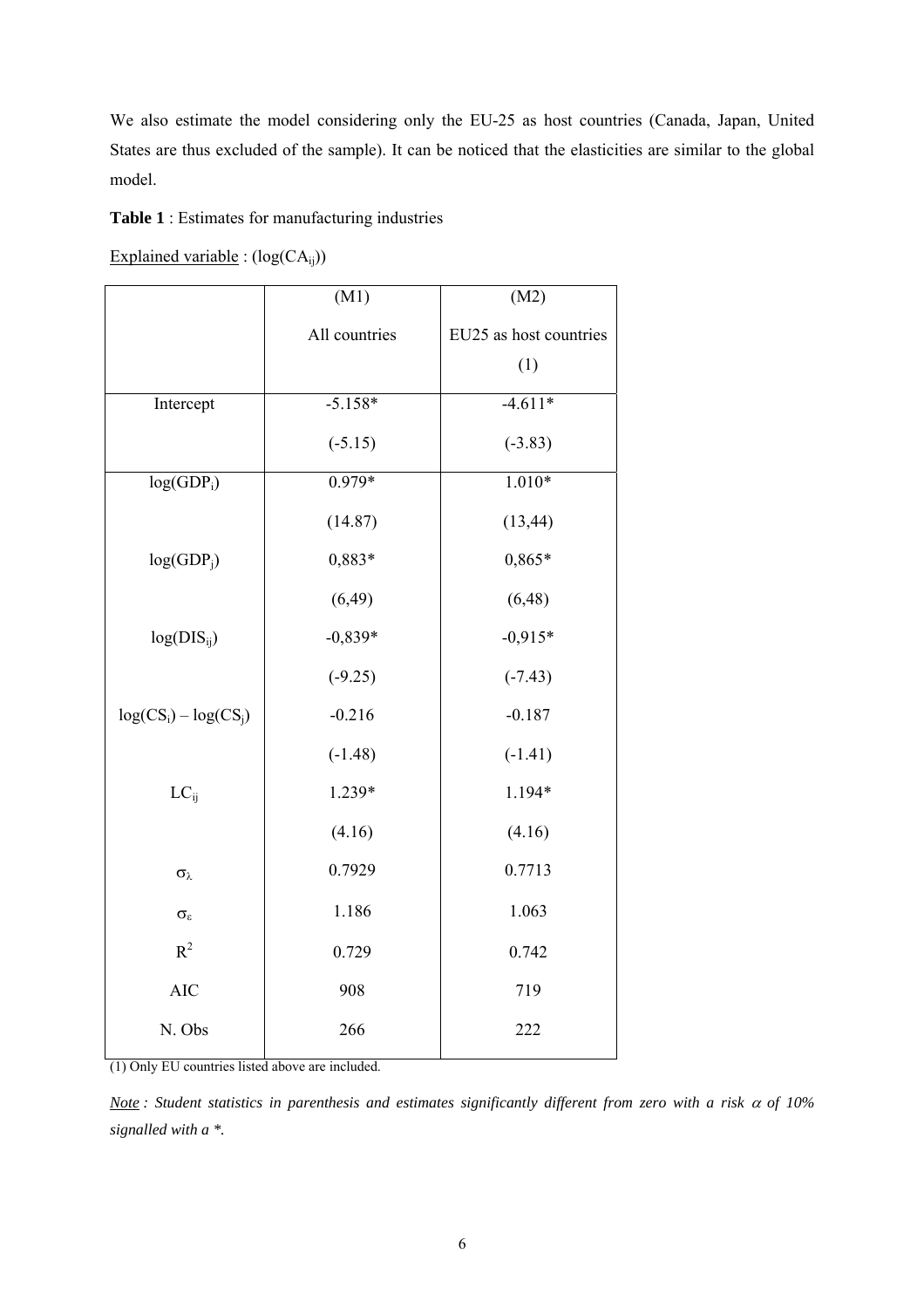We also estimate the model considering only the EU-25 as host countries (Canada, Japan, United States are thus excluded of the sample). It can be noticed that the elasticities are similar to the global model.

**Table 1** : Estimates for manufacturing industries

Explained variable : ($\log(CA_{ij})$)

| | (M1) All countries | (M2) EU25 as host countries (1) |
|---|---|---|
| Intercept | -5.158* | -4.611* |
| | (-5.15) | (-3.83) |
| $\log(GDP_i)$ | 0.979* | 1.010* |
| | (14.87) | (13,44) |
| $\log(GDP_j)$ | 0,883* | 0,865* |
| | (6,49) | (6,48) |
| $\log(DIS_{ij})$ | -0,839* | -0,915* |
| | (-9.25) | (-7.43) |
| $\log(CS_i) - \log(CS_j)$ | -0.216 | -0.187 |
| | (-1.48) | (-1.41) |
| $LC_{ij}$ | 1.239* | 1.194* |
| | (4.16) | (4.16) |
| $\sigma_\lambda$ | 0.7929 | 0.7713 |
| $\sigma_\varepsilon$ | 1.186 | 1.063 |
| $R^2$ | 0.729 | 0.742 |
| AIC | 908 | 719 |
| N. Obs | 266 | 222 |

(1) Only EU countries listed above are included.

*Note : Student statistics in parenthesis and estimates significantly different from zero with a risk $\alpha$ of 10% signalled with a \*.*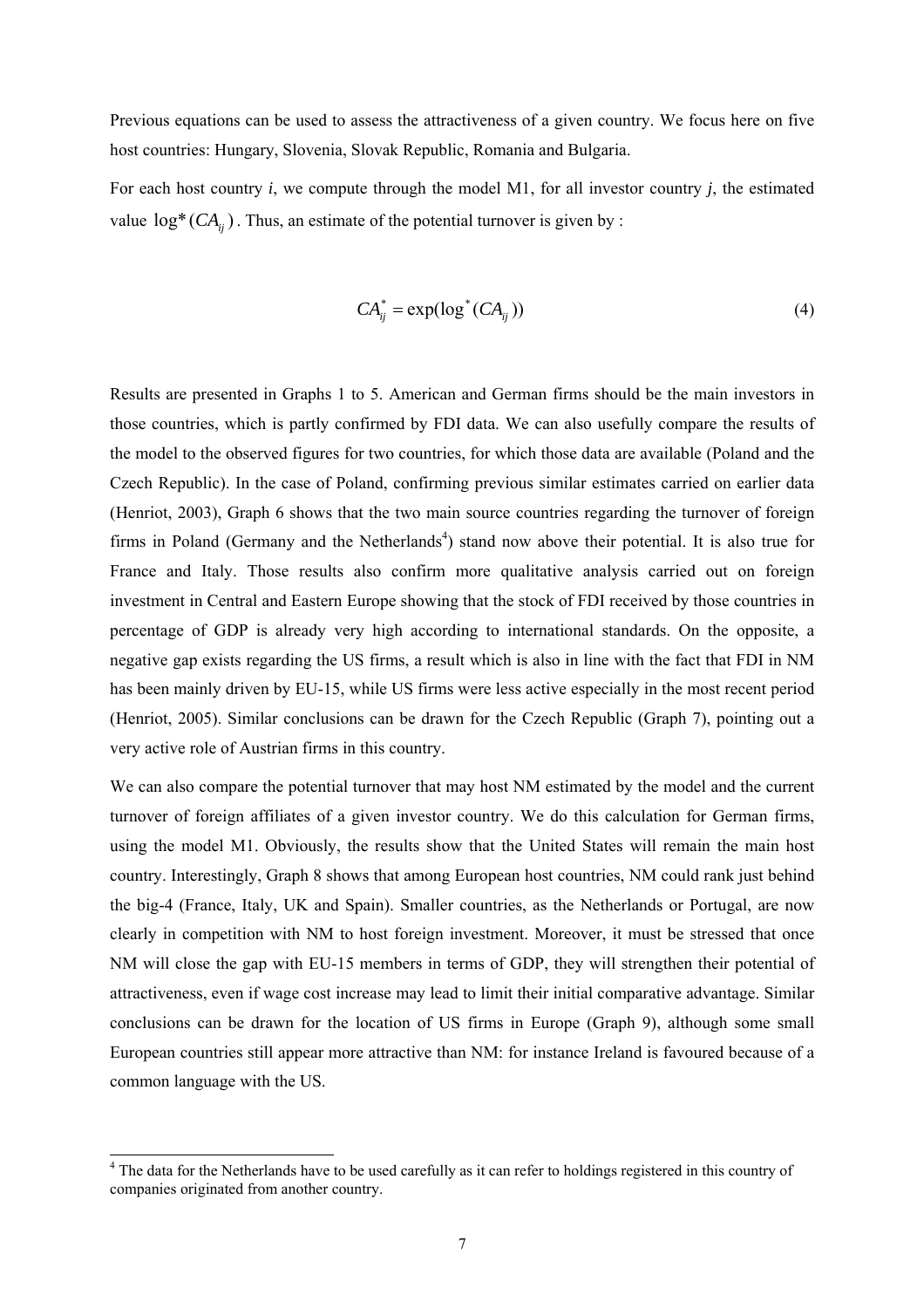Previous equations can be used to assess the attractiveness of a given country. We focus here on five host countries: Hungary, Slovenia, Slovak Republic, Romania and Bulgaria.

For each host country *i*, we compute through the model M1, for all investor country *j*, the estimated value $\log^*(CA_{ij})$. Thus, an estimate of the potential turnover is given by :

$$CA_{ij}^* = \exp(\log^*(CA_{ij})) \tag{4}$$

Results are presented in Graphs 1 to 5. American and German firms should be the main investors in those countries, which is partly confirmed by FDI data. We can also usefully compare the results of the model to the observed figures for two countries, for which those data are available (Poland and the Czech Republic). In the case of Poland, confirming previous similar estimates carried on earlier data (Henriot, 2003), Graph 6 shows that the two main source countries regarding the turnover of foreign firms in Poland (Germany and the Netherlands[4]) stand now above their potential. It is also true for France and Italy. Those results also confirm more qualitative analysis carried out on foreign investment in Central and Eastern Europe showing that the stock of FDI received by those countries in percentage of GDP is already very high according to international standards. On the opposite, a negative gap exists regarding the US firms, a result which is also in line with the fact that FDI in NM has been mainly driven by EU-15, while US firms were less active especially in the most recent period (Henriot, 2005). Similar conclusions can be drawn for the Czech Republic (Graph 7), pointing out a very active role of Austrian firms in this country.

We can also compare the potential turnover that may host NM estimated by the model and the current turnover of foreign affiliates of a given investor country. We do this calculation for German firms, using the model M1. Obviously, the results show that the United States will remain the main host country. Interestingly, Graph 8 shows that among European host countries, NM could rank just behind the big-4 (France, Italy, UK and Spain). Smaller countries, as the Netherlands or Portugal, are now clearly in competition with NM to host foreign investment. Moreover, it must be stressed that once NM will close the gap with EU-15 members in terms of GDP, they will strengthen their potential of attractiveness, even if wage cost increase may lead to limit their initial comparative advantage. Similar conclusions can be drawn for the location of US firms in Europe (Graph 9), although some small European countries still appear more attractive than NM: for instance Ireland is favoured because of a common language with the US.

[4] The data for the Netherlands have to be used carefully as it can refer to holdings registered in this country of companies originated from another country.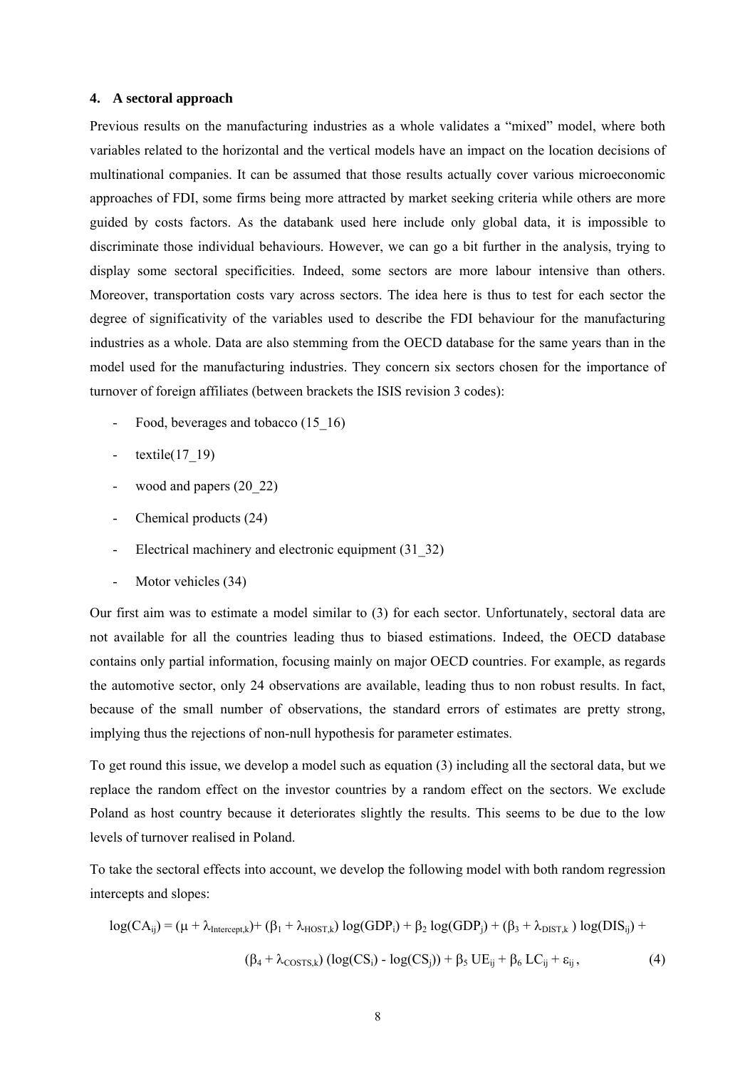## 4. A sectoral approach

Previous results on the manufacturing industries as a whole validates a "mixed" model, where both variables related to the horizontal and the vertical models have an impact on the location decisions of multinational companies. It can be assumed that those results actually cover various microeconomic approaches of FDI, some firms being more attracted by market seeking criteria while others are more guided by costs factors. As the databank used here include only global data, it is impossible to discriminate those individual behaviours. However, we can go a bit further in the analysis, trying to display some sectoral specificities. Indeed, some sectors are more labour intensive than others. Moreover, transportation costs vary across sectors. The idea here is thus to test for each sector the degree of significativity of the variables used to describe the FDI behaviour for the manufacturing industries as a whole. Data are also stemming from the OECD database for the same years than in the model used for the manufacturing industries. They concern six sectors chosen for the importance of turnover of foreign affiliates (between brackets the ISIS revision 3 codes):

- Food, beverages and tobacco (15_16)
- textile(17_19)
- wood and papers (20_22)
- Chemical products (24)
- Electrical machinery and electronic equipment (31_32)
- Motor vehicles (34)

Our first aim was to estimate a model similar to (3) for each sector. Unfortunately, sectoral data are not available for all the countries leading thus to biased estimations. Indeed, the OECD database contains only partial information, focusing mainly on major OECD countries. For example, as regards the automotive sector, only 24 observations are available, leading thus to non robust results. In fact, because of the small number of observations, the standard errors of estimates are pretty strong, implying thus the rejections of non-null hypothesis for parameter estimates.

To get round this issue, we develop a model such as equation (3) including all the sectoral data, but we replace the random effect on the investor countries by a random effect on the sectors. We exclude Poland as host country because it deteriorates slightly the results. This seems to be due to the low levels of turnover realised in Poland.

To take the sectoral effects into account, we develop the following model with both random regression intercepts and slopes:

$$\log(CA_{ij}) = (\mu + \lambda_{Intercept,k}) + (\beta_1 + \lambda_{HOST,k}) \log(GDP_i) + \beta_2 \log(GDP_j) + (\beta_3 + \lambda_{DIST,k}) \log(DIS_{ij}) + (\beta_4 + \lambda_{COSTS,k}) (\log(CS_i) - \log(CS_j)) + \beta_5 UE_{ij} + \beta_6 LC_{ij} + \varepsilon_{ij}, \quad (4)$$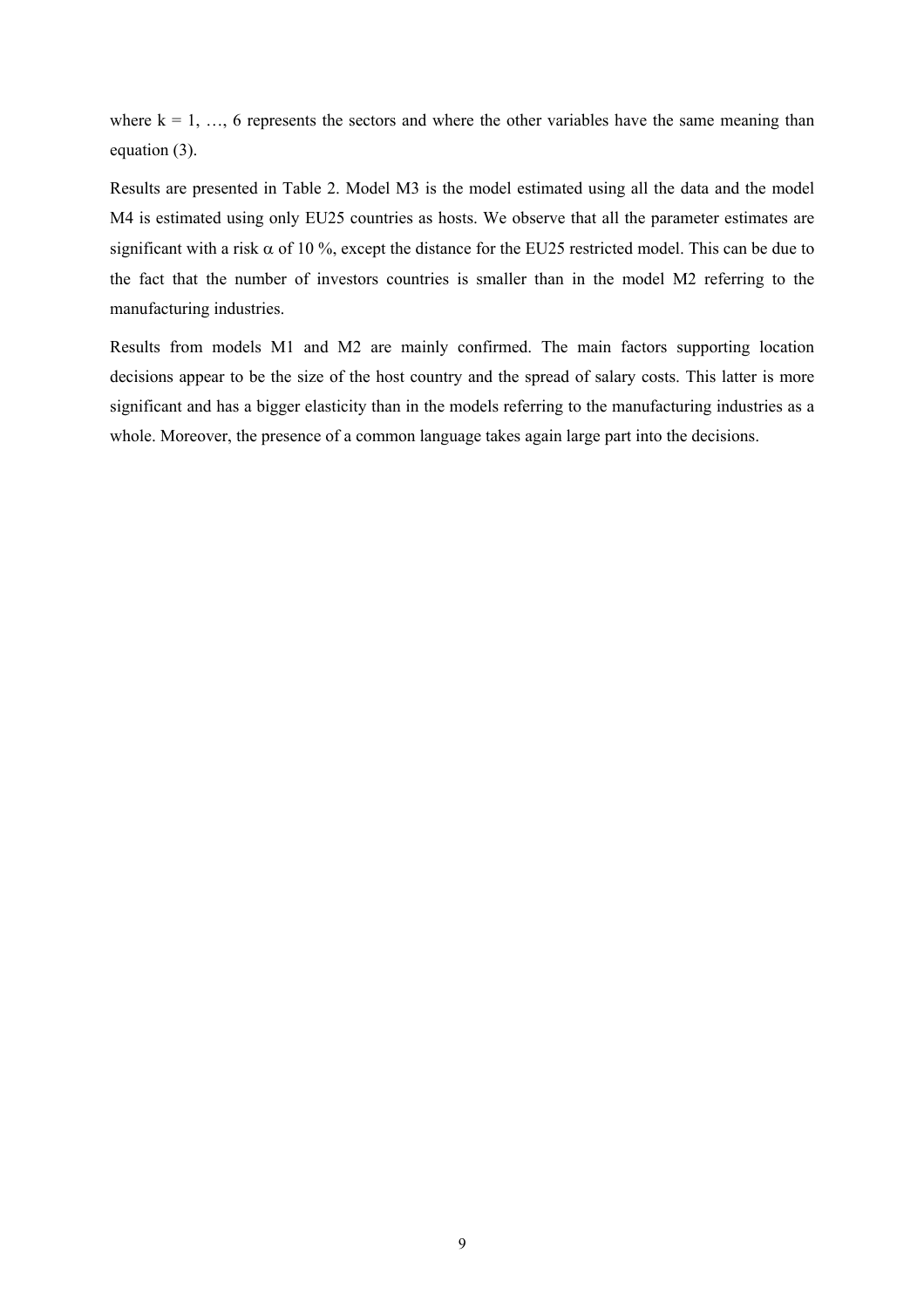where $k = 1, \ldots, 6$ represents the sectors and where the other variables have the same meaning than equation (3).

Results are presented in Table 2. Model M3 is the model estimated using all the data and the model M4 is estimated using only EU25 countries as hosts. We observe that all the parameter estimates are significant with a risk $\alpha$ of 10 %, except the distance for the EU25 restricted model. This can be due to the fact that the number of investors countries is smaller than in the model M2 referring to the manufacturing industries.

Results from models M1 and M2 are mainly confirmed. The main factors supporting location decisions appear to be the size of the host country and the spread of salary costs. This latter is more significant and has a bigger elasticity than in the models referring to the manufacturing industries as a whole. Moreover, the presence of a common language takes again large part into the decisions.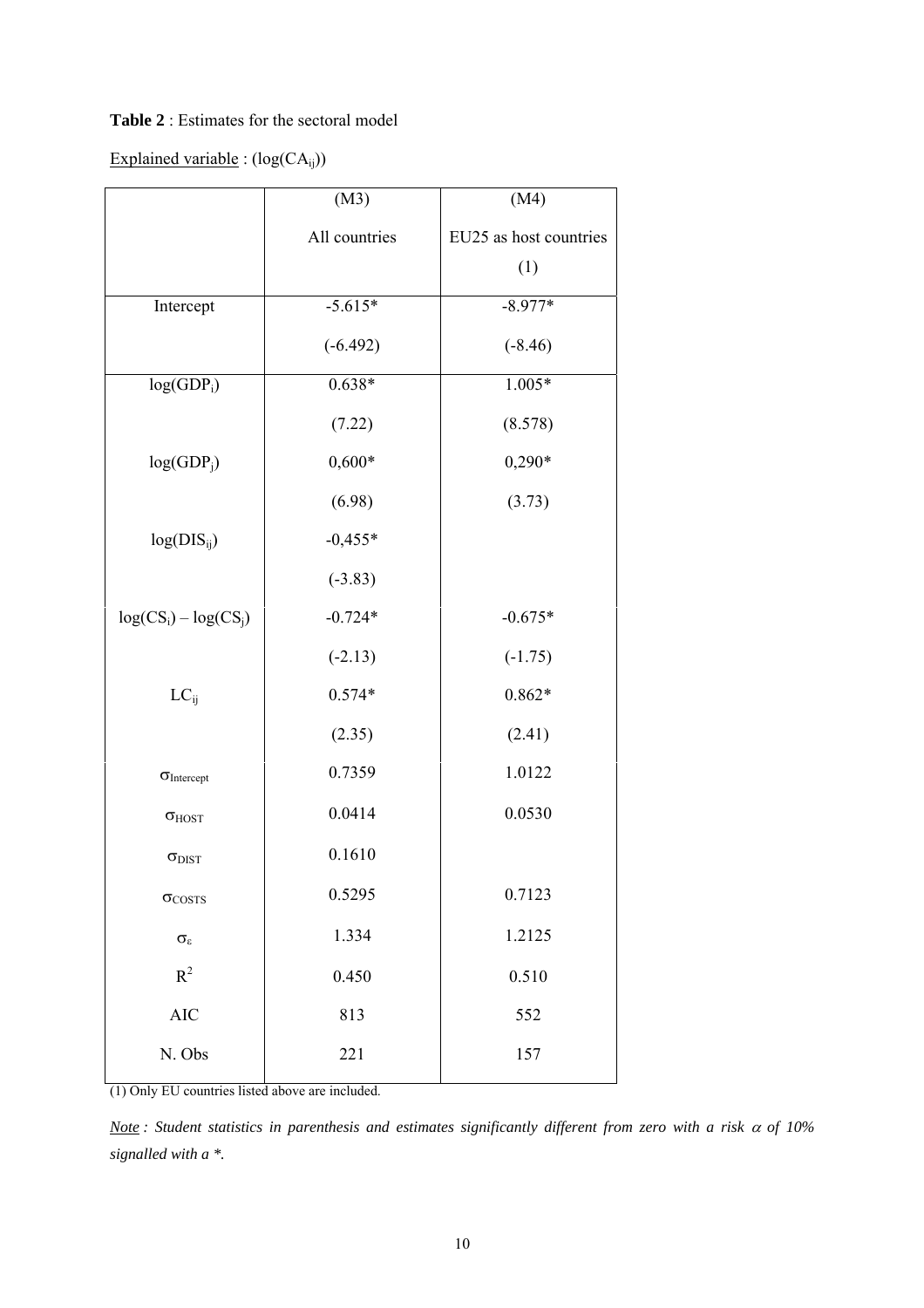**Table 2** : Estimates for the sectoral model

Explained variable : ($\log(CA_{ij})$)

| | (M3) All countries | (M4) EU25 as host countries (1) |
|---|---|---|
| Intercept | -5.615* | -8.977* |
| | (-6.492) | (-8.46) |
| $\log(GDP_i)$ | 0.638* | 1.005* |
| | (7.22) | (8.578) |
| $\log(GDP_j)$ | 0,600* | 0,290* |
| | (6.98) | (3.73) |
| $\log(DIS_{ij})$ | -0,455* | |
| | (-3.83) | |
| $\log(CS_i) - \log(CS_j)$ | -0.724* | -0.675* |
| | (-2.13) | (-1.75) |
| $LC_{ij}$ | 0.574* | 0.862* |
| | (2.35) | (2.41) |
| $\sigma_{Intercept}$ | 0.7359 | 1.0122 |
| $\sigma_{HOST}$ | 0.0414 | 0.0530 |
| $\sigma_{DIST}$ | 0.1610 | |
| $\sigma_{COSTS}$ | 0.5295 | 0.7123 |
| $\sigma_{\varepsilon}$ | 1.334 | 1.2125 |
| $R^2$ | 0.450 | 0.510 |
| AIC | 813 | 552 |
| N. Obs | 221 | 157 |

(1) Only EU countries listed above are included.

*Note : Student statistics in parenthesis and estimates significantly different from zero with a risk $\alpha$ of 10% signalled with a *.*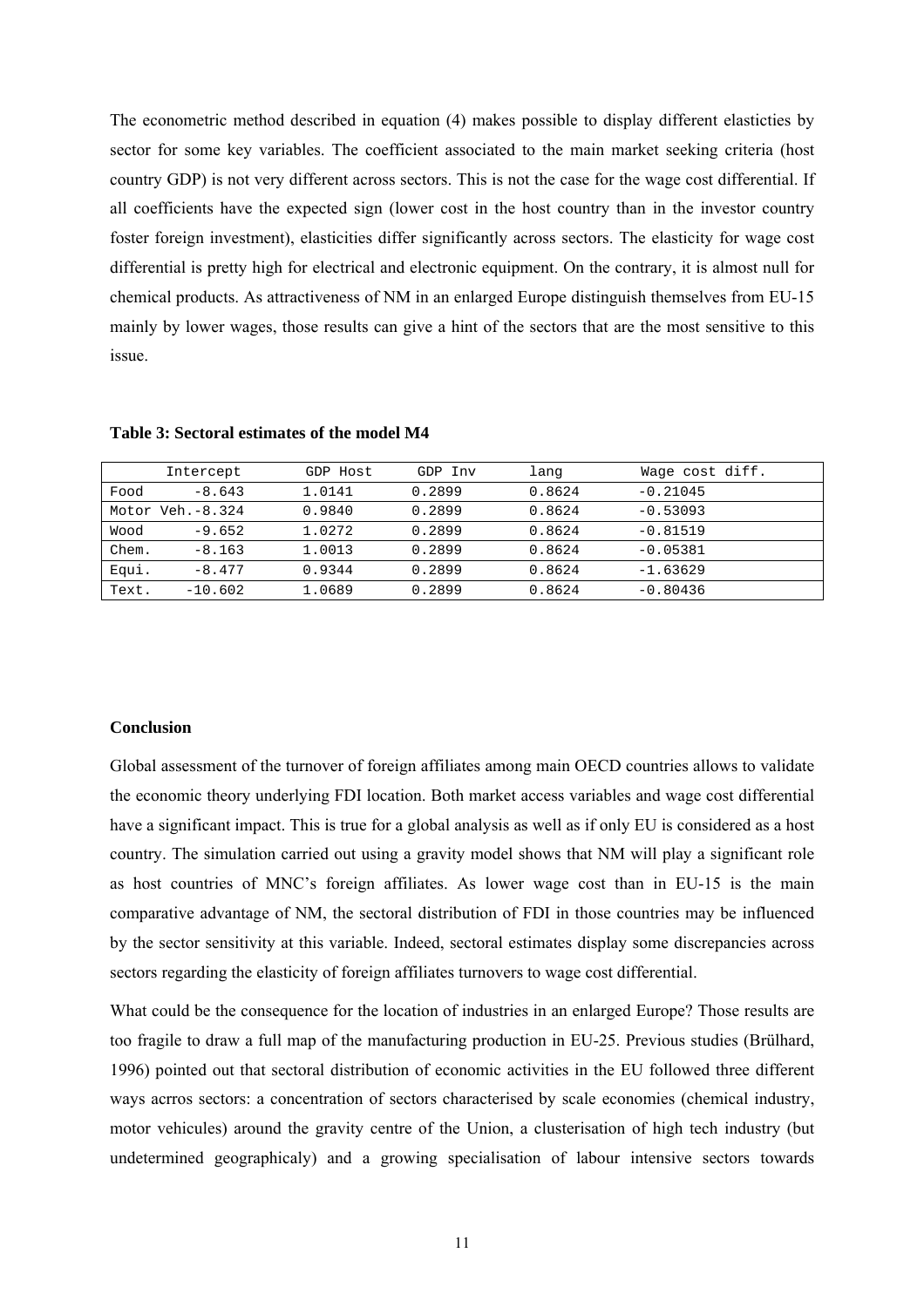The econometric method described in equation (4) makes possible to display different elasticties by sector for some key variables. The coefficient associated to the main market seeking criteria (host country GDP) is not very different across sectors. This is not the case for the wage cost differential. If all coefficients have the expected sign (lower cost in the host country than in the investor country foster foreign investment), elasticities differ significantly across sectors. The elasticity for wage cost differential is pretty high for electrical and electronic equipment. On the contrary, it is almost null for chemical products. As attractiveness of NM in an enlarged Europe distinguish themselves from EU-15 mainly by lower wages, those results can give a hint of the sectors that are the most sensitive to this issue.

**Table 3: Sectoral estimates of the model M4**

| | Intercept | GDP Host | GDP Inv | lang | Wage cost diff. |
|---|---|---|---|---|---|
| Food | -8.643 | 1.0141 | 0.2899 | 0.8624 | -0.21045 |
| Motor Veh. | -8.324 | 0.9840 | 0.2899 | 0.8624 | -0.53093 |
| Wood | -9.652 | 1.0272 | 0.2899 | 0.8624 | -0.81519 |
| Chem. | -8.163 | 1.0013 | 0.2899 | 0.8624 | -0.05381 |
| Equi. | -8.477 | 0.9344 | 0.2899 | 0.8624 | -1.63629 |
| Text. | -10.602 | 1.0689 | 0.2899 | 0.8624 | -0.80436 |

**Conclusion**

Global assessment of the turnover of foreign affiliates among main OECD countries allows to validate the economic theory underlying FDI location. Both market access variables and wage cost differential have a significant impact. This is true for a global analysis as well as if only EU is considered as a host country. The simulation carried out using a gravity model shows that NM will play a significant role as host countries of MNC's foreign affiliates. As lower wage cost than in EU-15 is the main comparative advantage of NM, the sectoral distribution of FDI in those countries may be influenced by the sector sensitivity at this variable. Indeed, sectoral estimates display some discrepancies across sectors regarding the elasticity of foreign affiliates turnovers to wage cost differential.

What could be the consequence for the location of industries in an enlarged Europe? Those results are too fragile to draw a full map of the manufacturing production in EU-25. Previous studies (Brülhard, 1996) pointed out that sectoral distribution of economic activities in the EU followed three different ways acrros sectors: a concentration of sectors characterised by scale economies (chemical industry, motor vehicules) around the gravity centre of the Union, a clusterisation of high tech industry (but undetermined geographicaly) and a growing specialisation of labour intensive sectors towards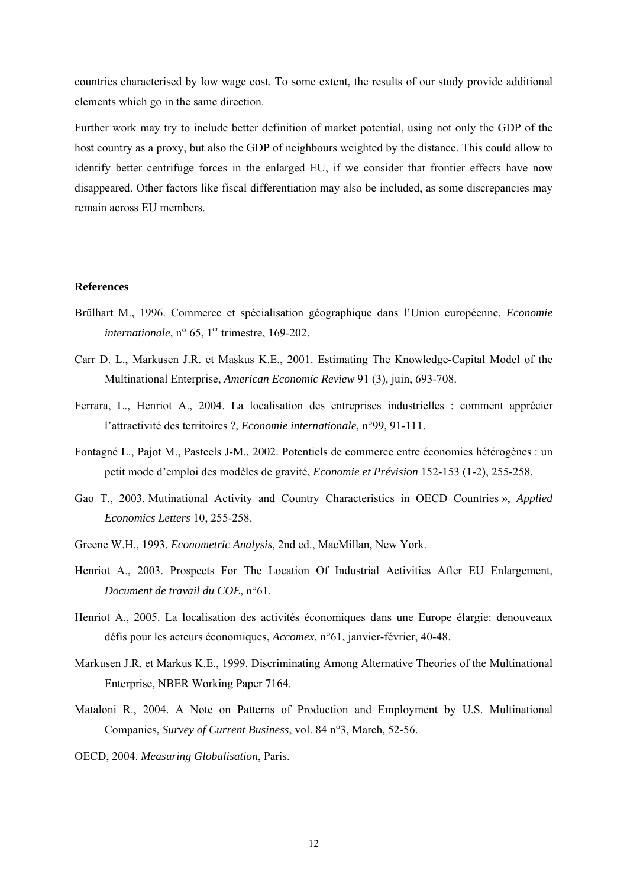countries characterised by low wage cost. To some extent, the results of our study provide additional elements which go in the same direction.

Further work may try to include better definition of market potential, using not only the GDP of the host country as a proxy, but also the GDP of neighbours weighted by the distance. This could allow to identify better centrifuge forces in the enlarged EU, if we consider that frontier effects have now disappeared. Other factors like fiscal differentiation may also be included, as some discrepancies may remain across EU members.

**References**

Brülhart M., 1996. Commerce et spécialisation géographique dans l'Union européenne, *Economie internationale,* n° 65, 1er trimestre, 169-202.

Carr D. L., Markusen J.R. et Maskus K.E., 2001. Estimating The Knowledge-Capital Model of the Multinational Enterprise, *American Economic Review* 91 (3), juin, 693-708.

Ferrara, L., Henriot A., 2004. La localisation des entreprises industrielles : comment apprécier l'attractivité des territoires ?, *Economie internationale*, n°99, 91-111.

Fontagné L., Pajot M., Pasteels J-M., 2002. Potentiels de commerce entre économies hétérogènes : un petit mode d'emploi des modèles de gravité, *Economie et Prévision* 152-153 (1-2), 255-258.

Gao T., 2003. Mutinational Activity and Country Characteristics in OECD Countries », *Applied Economics Letters* 10, 255-258.

Greene W.H., 1993. *Econometric Analysis*, 2nd ed., MacMillan, New York.

Henriot A., 2003. Prospects For The Location Of Industrial Activities After EU Enlargement, *Document de travail du COE*, n°61.

Henriot A., 2005. La localisation des activités économiques dans une Europe élargie: denouveaux défis pour les acteurs économiques, *Accomex*, n°61, janvier-février, 40-48.

Markusen J.R. et Markus K.E., 1999. Discriminating Among Alternative Theories of the Multinational Enterprise, NBER Working Paper 7164.

Mataloni R., 2004. A Note on Patterns of Production and Employment by U.S. Multinational Companies, *Survey of Current Business*, vol. 84 n°3, March, 52-56.

OECD, 2004. *Measuring Globalisation*, Paris.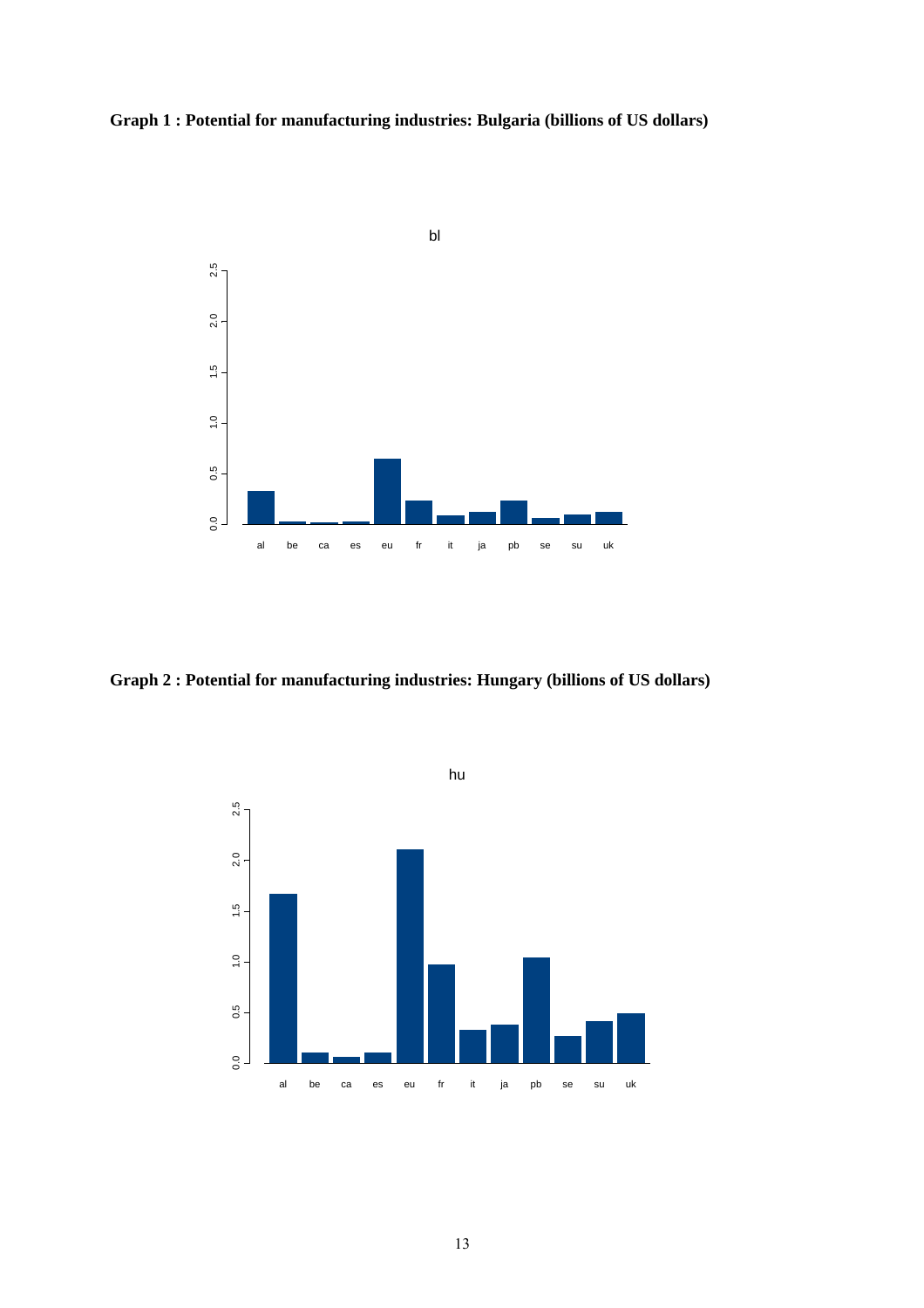**Graph 1 : Potential for manufacturing industries: Bulgaria (billions of US dollars)**

**Graph 2 : Potential for manufacturing industries: Hungary (billions of US dollars)**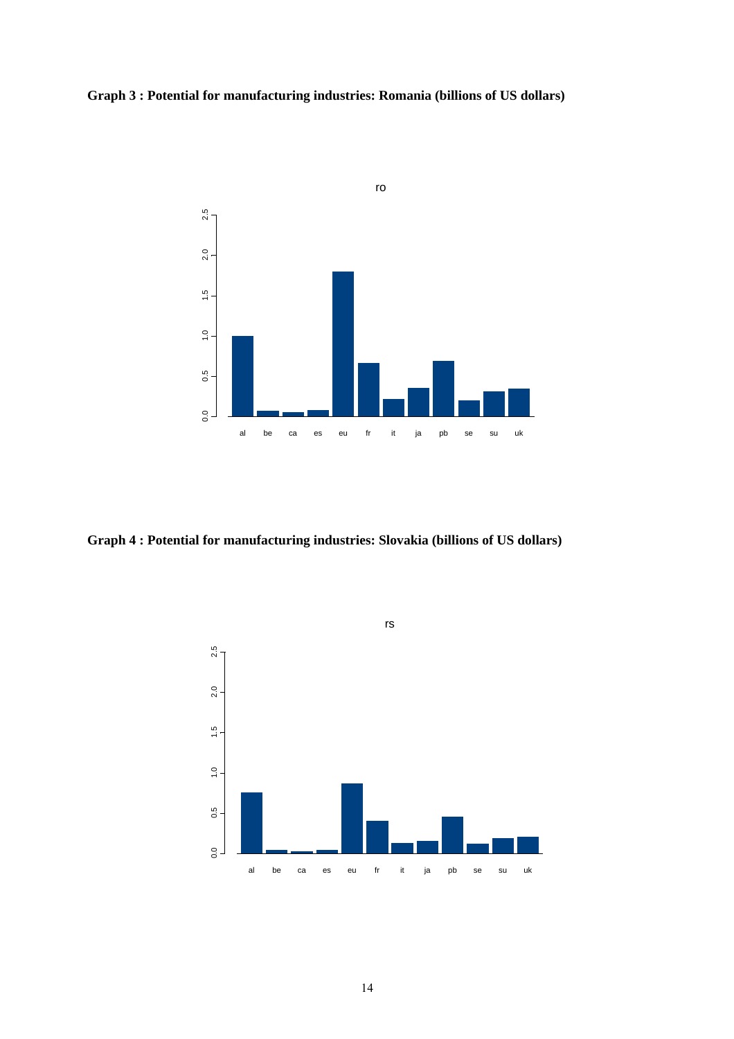**Graph 3 : Potential for manufacturing industries: Romania (billions of US dollars)**

**Graph 4 : Potential for manufacturing industries: Slovakia (billions of US dollars)**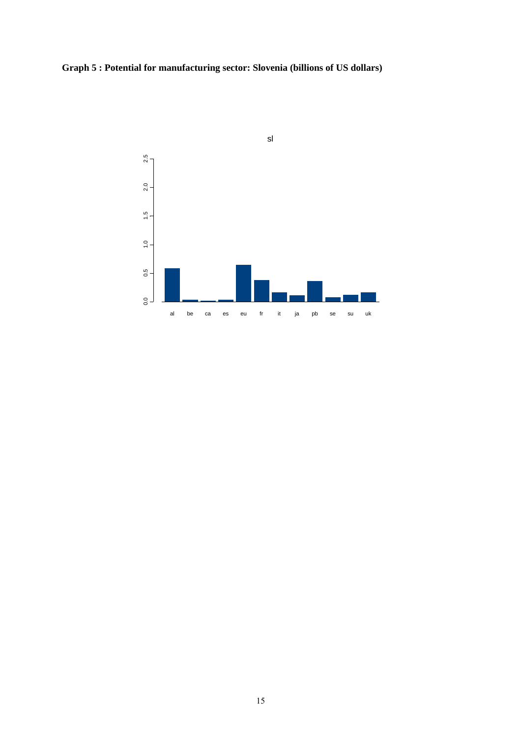**Graph 5 : Potential for manufacturing sector: Slovenia (billions of US dollars)**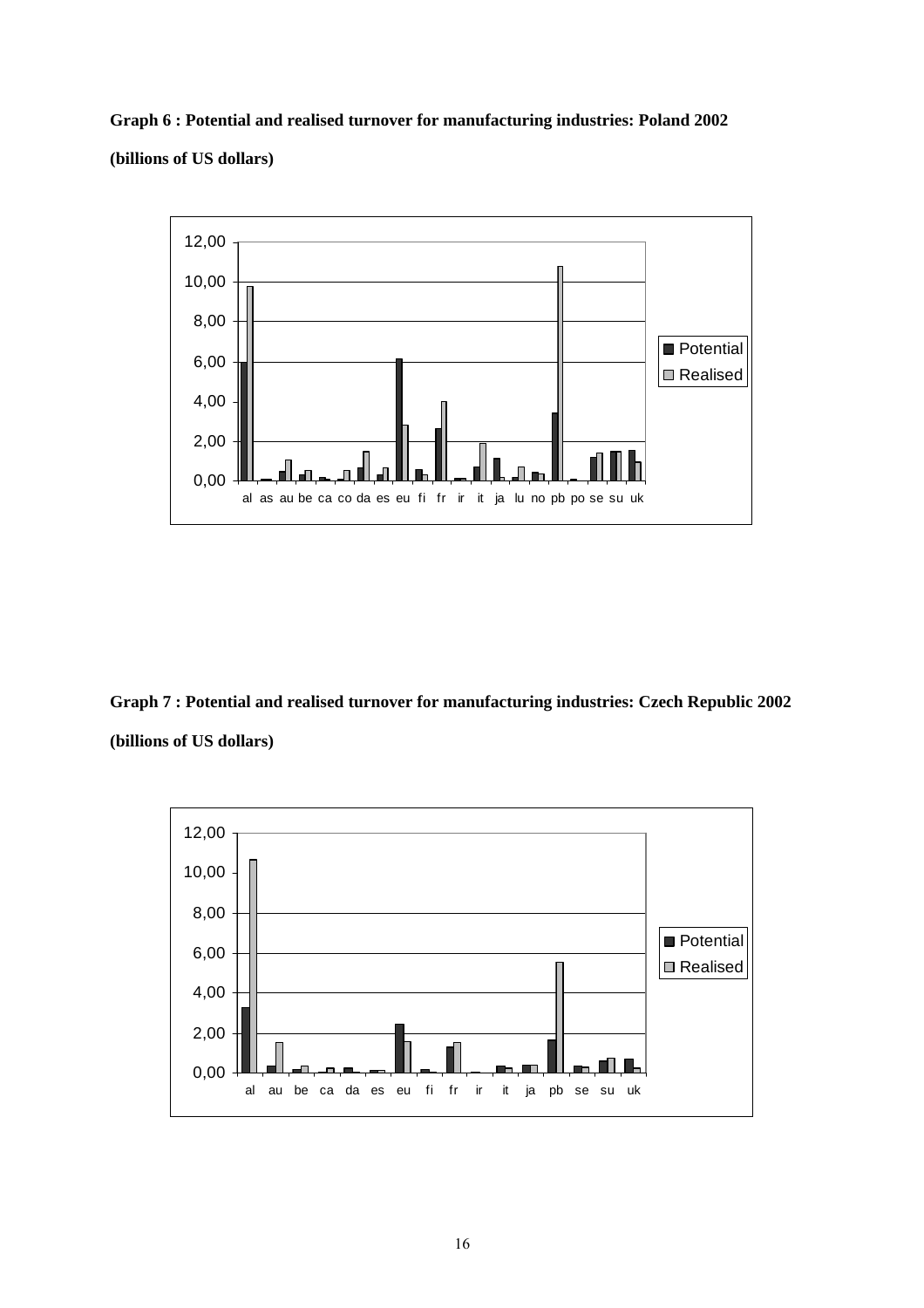**Graph 6 : Potential and realised turnover for manufacturing industries: Poland 2002**

**(billions of US dollars)**

**Graph 7 : Potential and realised turnover for manufacturing industries: Czech Republic 2002**

**(billions of US dollars)**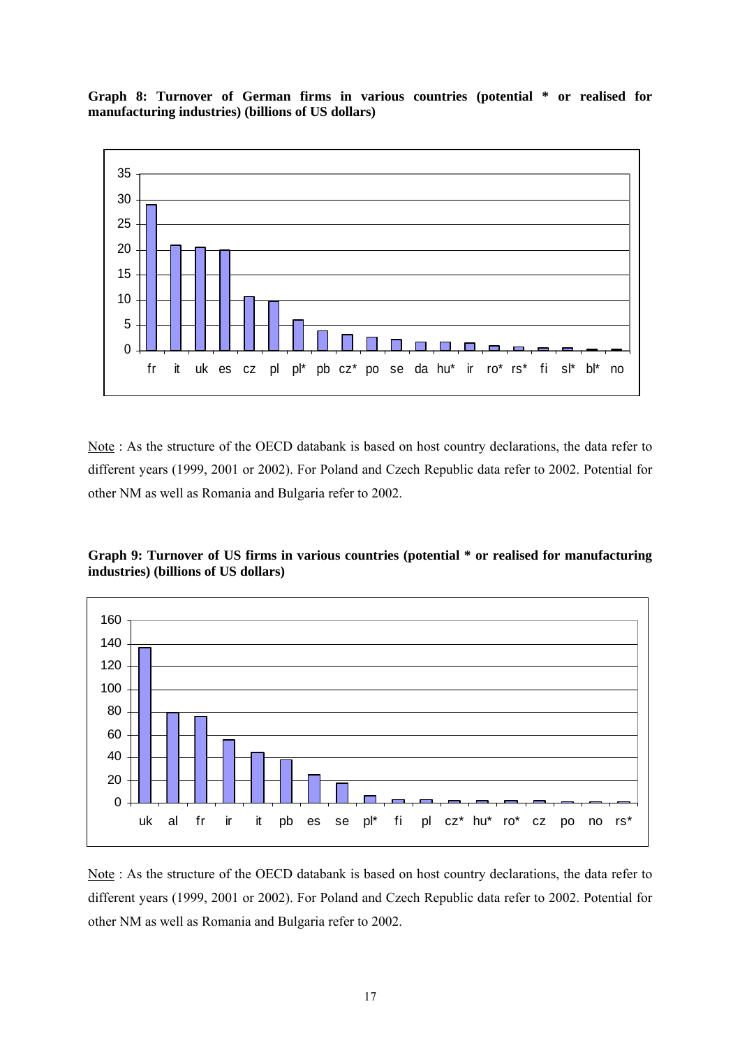**Graph 8: Turnover of German firms in various countries (potential * or realised for manufacturing industries) (billions of US dollars)**

Note : As the structure of the OECD databank is based on host country declarations, the data refer to different years (1999, 2001 or 2002). For Poland and Czech Republic data refer to 2002. Potential for other NM as well as Romania and Bulgaria refer to 2002.

**Graph 9: Turnover of US firms in various countries (potential * or realised for manufacturing industries) (billions of US dollars)**

Note : As the structure of the OECD databank is based on host country declarations, the data refer to different years (1999, 2001 or 2002). For Poland and Czech Republic data refer to 2002. Potential for other NM as well as Romania and Bulgaria refer to 2002.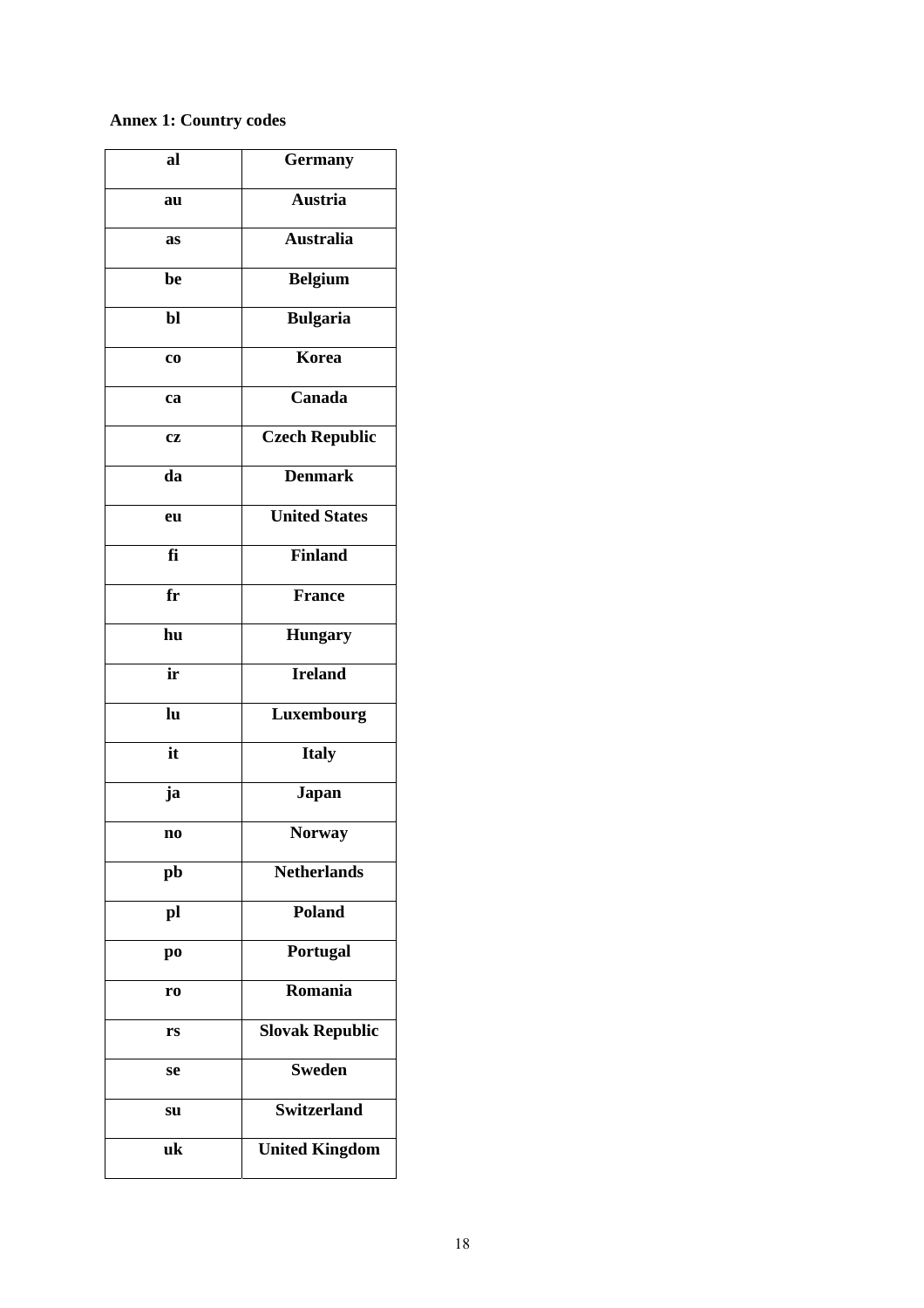**Annex 1: Country codes**

| al | Germany |
|---|---|
| au | Austria |
| as | Australia |
| be | Belgium |
| bl | Bulgaria |
| co | Korea |
| ca | Canada |
| cz | Czech Republic |
| da | Denmark |
| eu | United States |
| fi | Finland |
| fr | France |
| hu | Hungary |
| ir | Ireland |
| lu | Luxembourg |
| it | Italy |
| ja | Japan |
| no | Norway |
| pb | Netherlands |
| pl | Poland |
| po | Portugal |
| ro | Romania |
| rs | Slovak Republic |
| se | Sweden |
| su | Switzerland |
| uk | United Kingdom |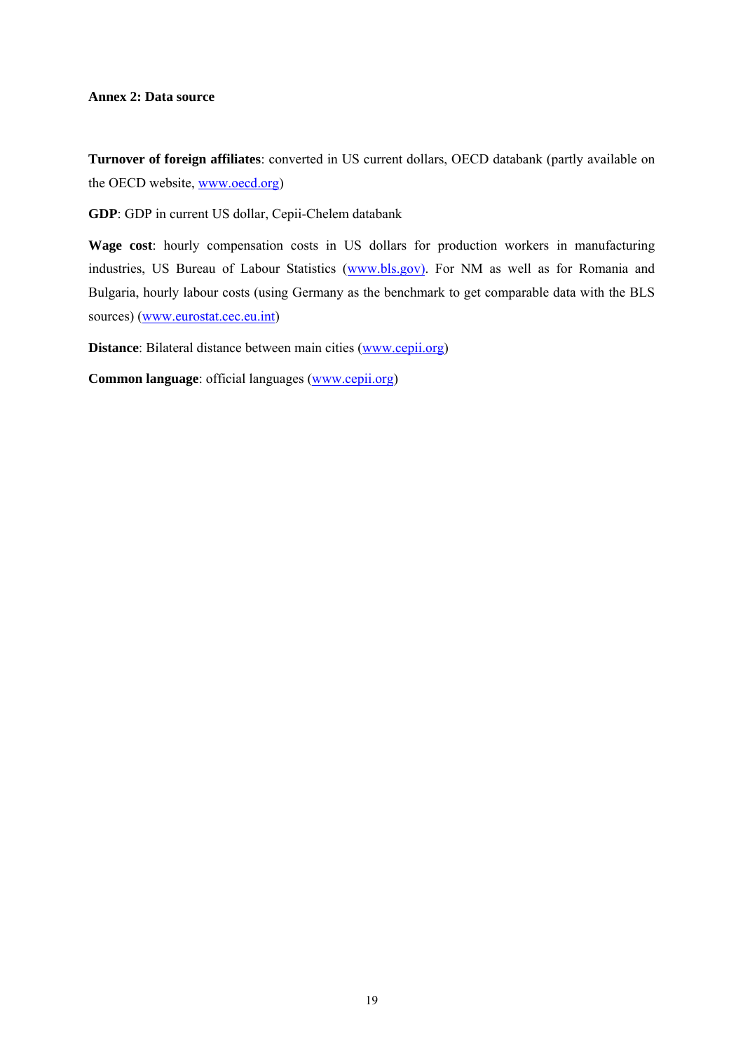**Annex 2: Data source**

**Turnover of foreign affiliates**: converted in US current dollars, OECD databank (partly available on the OECD website, www.oecd.org)

**GDP**: GDP in current US dollar, Cepii-Chelem databank

**Wage cost**: hourly compensation costs in US dollars for production workers in manufacturing industries, US Bureau of Labour Statistics (www.bls.gov). For NM as well as for Romania and Bulgaria, hourly labour costs (using Germany as the benchmark to get comparable data with the BLS sources) (www.eurostat.cec.eu.int)

**Distance**: Bilateral distance between main cities (www.cepii.org)

**Common language**: official languages (www.cepii.org)